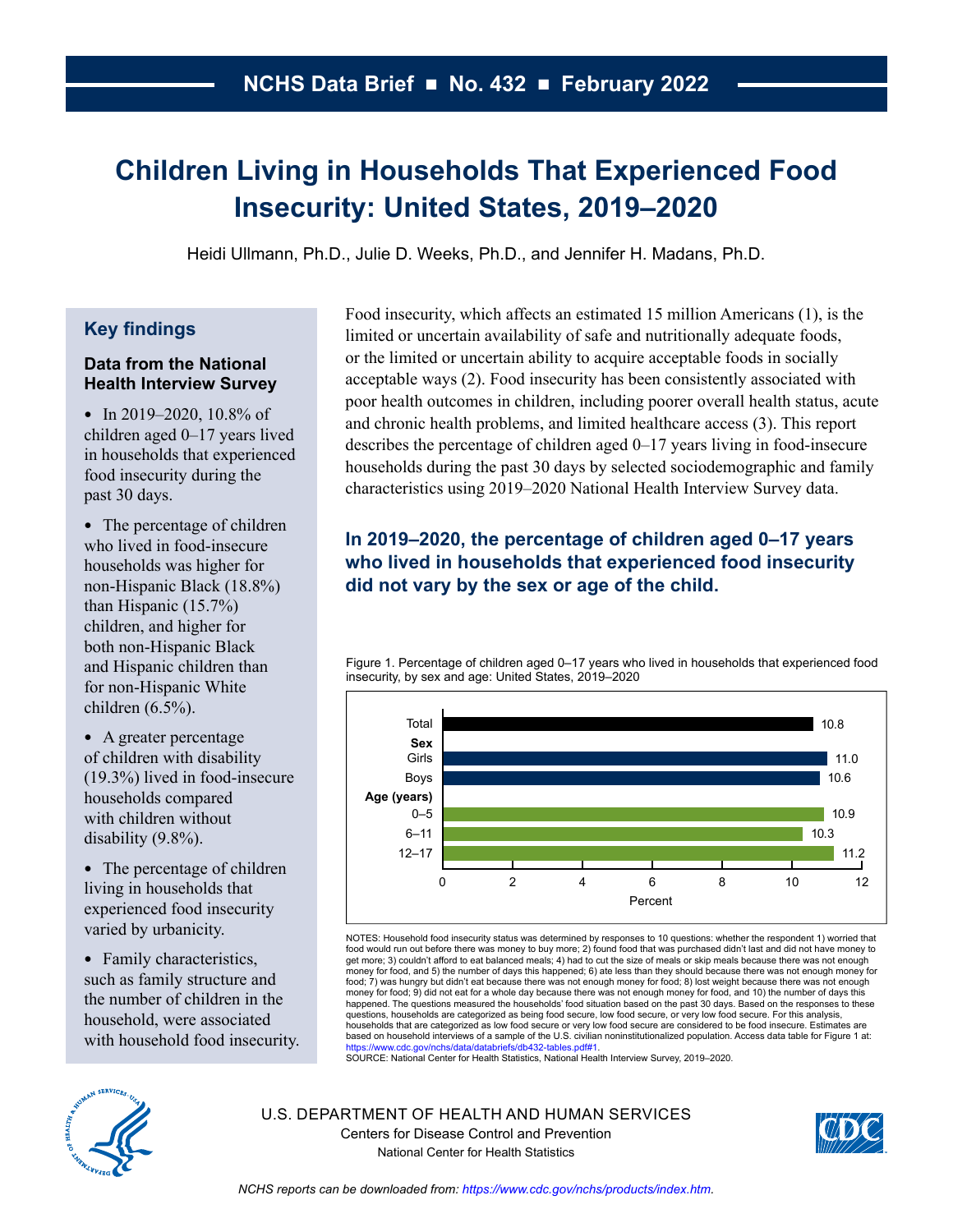NCHS Data Brief ■ No. 432 ■ February 2022

# Children Living in Households That Experienced Food Insecurity: United States, 2019–2020

Heidi Ullmann, Ph.D., Julie D. Weeks, Ph.D., and Jennifer H. Madans, Ph.D.

## Key findings

### Data from the National Health Interview Survey

- In 2019–2020, 10.8% of children aged 0–17 years lived in households that experienced food insecurity during the past 30 days.
- The percentage of children who lived in food-insecure households was higher for non-Hispanic Black (18.8%) than Hispanic (15.7%) children, and higher for both non-Hispanic Black and Hispanic children than for non-Hispanic White children (6.5%).
- A greater percentage of children with disability (19.3%) lived in food-insecure households compared with children without disability (9.8%).
- The percentage of children living in households that experienced food insecurity varied by urbanicity.
- Family characteristics, such as family structure and the number of children in the household, were associated with household food insecurity.

Food insecurity, which affects an estimated 15 million Americans (1), is the limited or uncertain availability of safe and nutritionally adequate foods, or the limited or uncertain ability to acquire acceptable foods in socially acceptable ways (2). Food insecurity has been consistently associated with poor health outcomes in children, including poorer overall health status, acute and chronic health problems, and limited healthcare access (3). This report describes the percentage of children aged 0–17 years living in food-insecure households during the past 30 days by selected sociodemographic and family characteristics using 2019–2020 National Health Interview Survey data.

## In 2019–2020, the percentage of children aged 0–17 years who lived in households that experienced food insecurity did not vary by the sex or age of the child.

Figure 1. Percentage of children aged 0–17 years who lived in households that experienced food insecurity, by sex and age: United States, 2019–2020

| Group | Percent |
| --- | --- |
| Total | 10.8 |
| **Sex** | |
| Girls | 11.0 |
| Boys | 10.6 |
| **Age (years)** | |
| 0–5 | 10.9 |
| 6–11 | 10.3 |
| 12–17 | 11.2 |

NOTES: Household food insecurity status was determined by responses to 10 questions: whether the respondent 1) worried that food would run out before there was money to buy more; 2) found food that was purchased didn't last and did not have money to get more; 3) couldn't afford to eat balanced meals; 4) had to cut the size of meals or skip meals because there was not enough money for food, and 5) the number of days this happened; 6) ate less than they should because there was not enough money for food; 7) was hungry but didn't eat because there was not enough money for food; 8) lost weight because there was not enough money for food; 9) did not eat for a whole day because there was not enough money for food, and 10) the number of days this happened. The questions measured the households' food situation based on the past 30 days. Based on the responses to these questions, households are categorized as being food secure, low food secure, or very low food secure. For this analysis, households that are categorized as low food secure or very low food secure are considered to be food insecure. Estimates are based on household interviews of a sample of the U.S. civilian noninstitutionalized population. Access data table for Figure 1 at: https://www.cdc.gov/nchs/data/databriefs/db432-tables.pdf#1.
SOURCE: National Center for Health Statistics, National Health Interview Survey, 2019–2020.

U.S. DEPARTMENT OF HEALTH AND HUMAN SERVICES
Centers for Disease Control and Prevention
National Center for Health Statistics

*NCHS reports can be downloaded from: https://www.cdc.gov/nchs/products/index.htm.*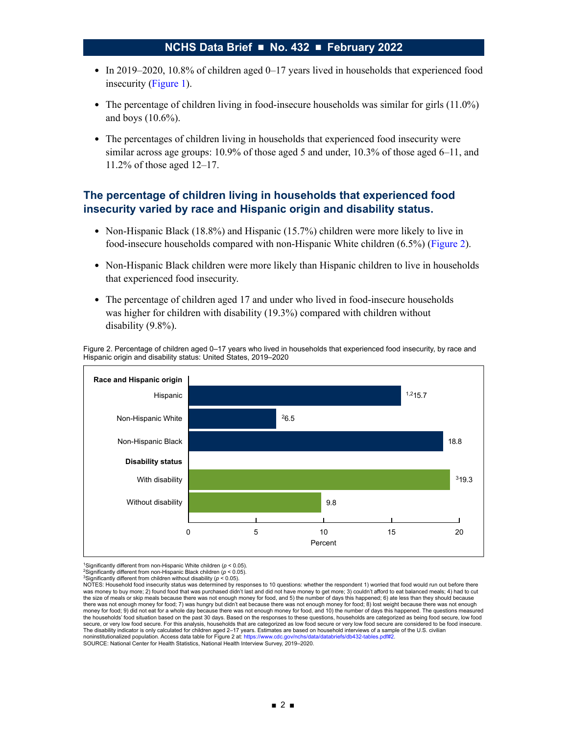- In 2019–2020, 10.8% of children aged 0–17 years lived in households that experienced food insecurity (Figure 1).
- The percentage of children living in food-insecure households was similar for girls (11.0%) and boys (10.6%).
- The percentages of children living in households that experienced food insecurity were similar across age groups: 10.9% of those aged 5 and under, 10.3% of those aged 6–11, and 11.2% of those aged 12–17.

## The percentage of children living in households that experienced food insecurity varied by race and Hispanic origin and disability status.

- Non-Hispanic Black (18.8%) and Hispanic (15.7%) children were more likely to live in food-insecure households compared with non-Hispanic White children (6.5%) (Figure 2).
- Non-Hispanic Black children were more likely than Hispanic children to live in households that experienced food insecurity.
- The percentage of children aged 17 and under who lived in food-insecure households was higher for children with disability (19.3%) compared with children without disability (9.8%).

Figure 2. Percentage of children aged 0–17 years who lived in households that experienced food insecurity, by race and Hispanic origin and disability status: United States, 2019–2020

| Characteristic | Percent |
| --- | --- |
| **Race and Hispanic origin** | |
| Hispanic | [1,2]15.7 |
| Non-Hispanic White | [2]6.5 |
| Non-Hispanic Black | 18.8 |
| **Disability status** | |
| With disability | [3]19.3 |
| Without disability | 9.8 |

[1]Significantly different from non-Hispanic White children ($p < 0.05$).
[2]Significantly different from non-Hispanic Black children ($p < 0.05$).
[3]Significantly different from children without disability ($p < 0.05$).
NOTES: Household food insecurity status was determined by responses to 10 questions: whether the respondent 1) worried that food would run out before there was money to buy more; 2) found food that was purchased didn't last and did not have money to get more; 3) couldn't afford to eat balanced meals; 4) had to cut the size of meals or skip meals because there was not enough money for food, and 5) the number of days this happened; 6) ate less than they should because there was not enough money for food; 7) was hungry but didn't eat because there was not enough money for food; 8) lost weight because there was not enough money for food; 9) did not eat for a whole day because there was not enough money for food, and 10) the number of days this happened. The questions measured the households' food situation based on the past 30 days. Based on the responses to these questions, households are categorized as being food secure, low food secure, or very low food secure. For this analysis, households that are categorized as low food secure or very low food secure are considered to be food insecure. The disability indicator is only calculated for children aged 2–17 years. Estimates are based on household interviews of a sample of the U.S. civilian noninstitutionalized population. Access data table for Figure 2 at: https://www.cdc.gov/nchs/data/databriefs/db432-tables.pdf#2.
SOURCE: National Center for Health Statistics, National Health Interview Survey, 2019–2020.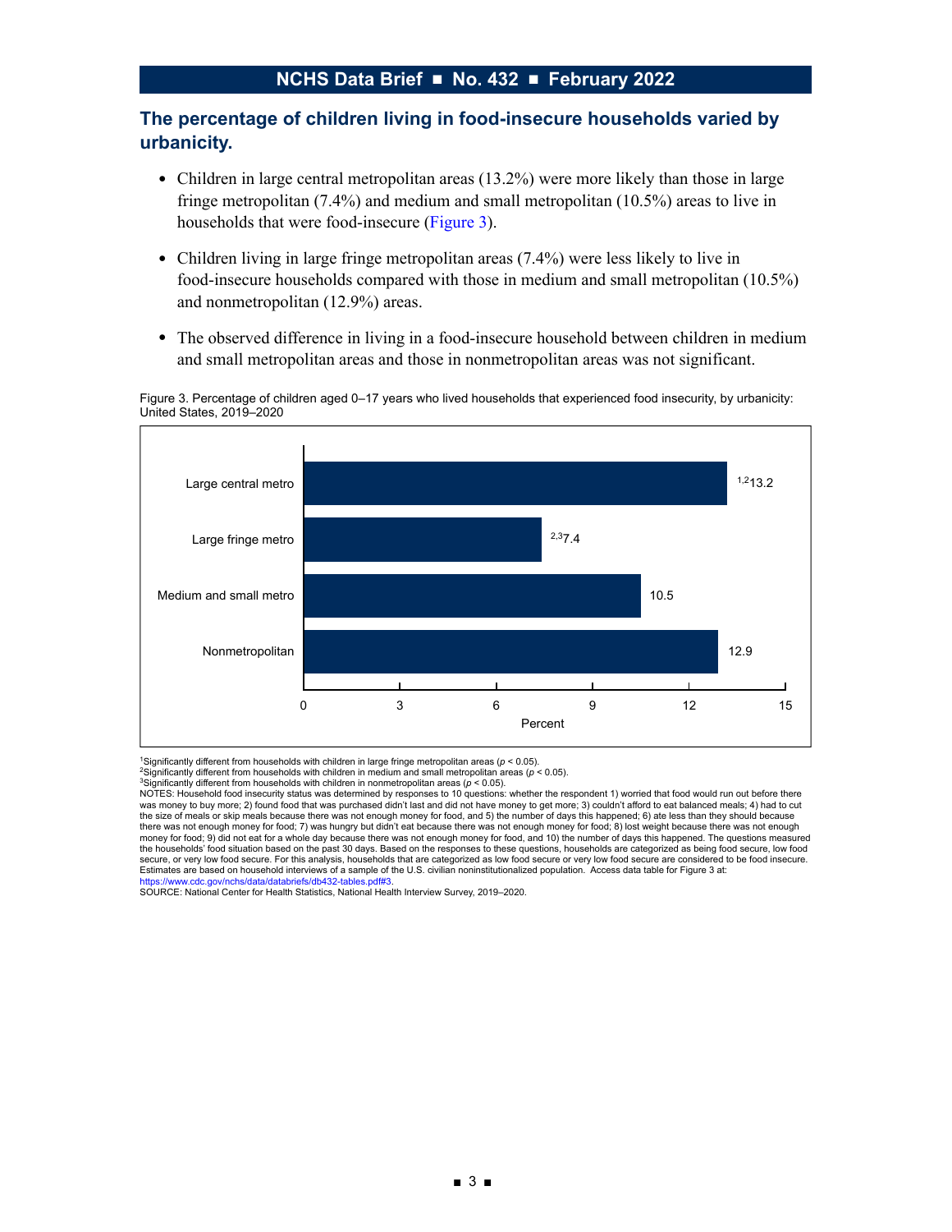## The percentage of children living in food-insecure households varied by urbanicity.

- Children in large central metropolitan areas (13.2%) were more likely than those in large fringe metropolitan (7.4%) and medium and small metropolitan (10.5%) areas to live in households that were food-insecure (Figure 3).
- Children living in large fringe metropolitan areas (7.4%) were less likely to live in food-insecure households compared with those in medium and small metropolitan (10.5%) and nonmetropolitan (12.9%) areas.
- The observed difference in living in a food-insecure household between children in medium and small metropolitan areas and those in nonmetropolitan areas was not significant.

Figure 3. Percentage of children aged 0–17 years who lived households that experienced food insecurity, by urbanicity: United States, 2019–2020

| Urbanicity | Percent |
|---|---|
| Large central metro | [1,2]13.2 |
| Large fringe metro | [2,3]7.4 |
| Medium and small metro | 10.5 |
| Nonmetropolitan | 12.9 |

[1]Significantly different from households with children in large fringe metropolitan areas ($p < 0.05$).
[2]Significantly different from households with children in medium and small metropolitan areas ($p < 0.05$).
[3]Significantly different from households with children in nonmetropolitan areas ($p < 0.05$).
NOTES: Household food insecurity status was determined by responses to 10 questions: whether the respondent 1) worried that food would run out before there was money to buy more; 2) found food that was purchased didn't last and did not have money to get more; 3) couldn't afford to eat balanced meals; 4) had to cut the size of meals or skip meals because there was not enough money for food, and 5) the number of days this happened; 6) ate less than they should because there was not enough money for food; 7) was hungry but didn't eat because there was not enough money for food; 8) lost weight because there was not enough money for food; 9) did not eat for a whole day because there was not enough money for food, and 10) the number of days this happened. The questions measured the households' food situation based on the past 30 days. Based on the responses to these questions, households are categorized as being food secure, low food secure, or very low food secure. For this analysis, households that are categorized as low food secure or very low food secure are considered to be food insecure. Estimates are based on household interviews of a sample of the U.S. civilian noninstitutionalized population. Access data table for Figure 3 at: https://www.cdc.gov/nchs/data/databriefs/db432-tables.pdf#3.
SOURCE: National Center for Health Statistics, National Health Interview Survey, 2019–2020.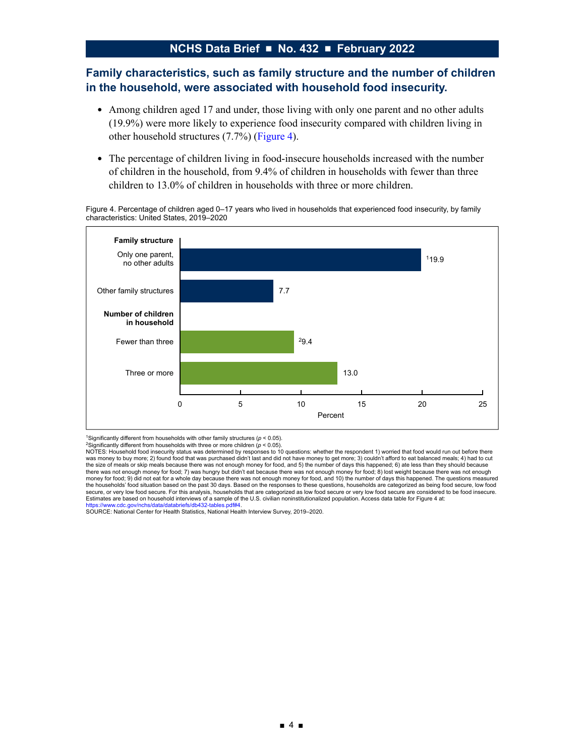## Family characteristics, such as family structure and the number of children in the household, were associated with household food insecurity.

- Among children aged 17 and under, those living with only one parent and no other adults (19.9%) were more likely to experience food insecurity compared with children living in other household structures (7.7%) (Figure 4).
- The percentage of children living in food-insecure households increased with the number of children in the household, from 9.4% of children in households with fewer than three children to 13.0% of children in households with three or more children.

Figure 4. Percentage of children aged 0–17 years who lived in households that experienced food insecurity, by family characteristics: United States, 2019–2020

| Family characteristic | Percent |
| --- | --- |
| **Family structure** | |
| Only one parent, no other adults | [1]19.9 |
| Other family structures | 7.7 |
| **Number of children in household** | |
| Fewer than three | [2]9.4 |
| Three or more | 13.0 |

[1]Significantly different from households with other family structures ($p < 0.05$).
[2]Significantly different from households with three or more children ($p < 0.05$).
NOTES: Household food insecurity status was determined by responses to 10 questions: whether the respondent 1) worried that food would run out before there was money to buy more; 2) found food that was purchased didn't last and did not have money to get more; 3) couldn't afford to eat balanced meals; 4) had to cut the size of meals or skip meals because there was not enough money for food, and 5) the number of days this happened; 6) ate less than they should because there was not enough money for food; 7) was hungry but didn't eat because there was not enough money for food; 8) lost weight because there was not enough money for food; 9) did not eat for a whole day because there was not enough money for food, and 10) the number of days this happened. The questions measured the households' food situation based on the past 30 days. Based on the responses to these questions, households are categorized as being food secure, low food secure, or very low food secure. For this analysis, households that are categorized as low food secure or very low food secure are considered to be food insecure. Estimates are based on household interviews of a sample of the U.S. civilian noninstitutionalized population. Access data table for Figure 4 at: https://www.cdc.gov/nchs/data/databriefs/db432-tables.pdf#4.
SOURCE: National Center for Health Statistics, National Health Interview Survey, 2019–2020.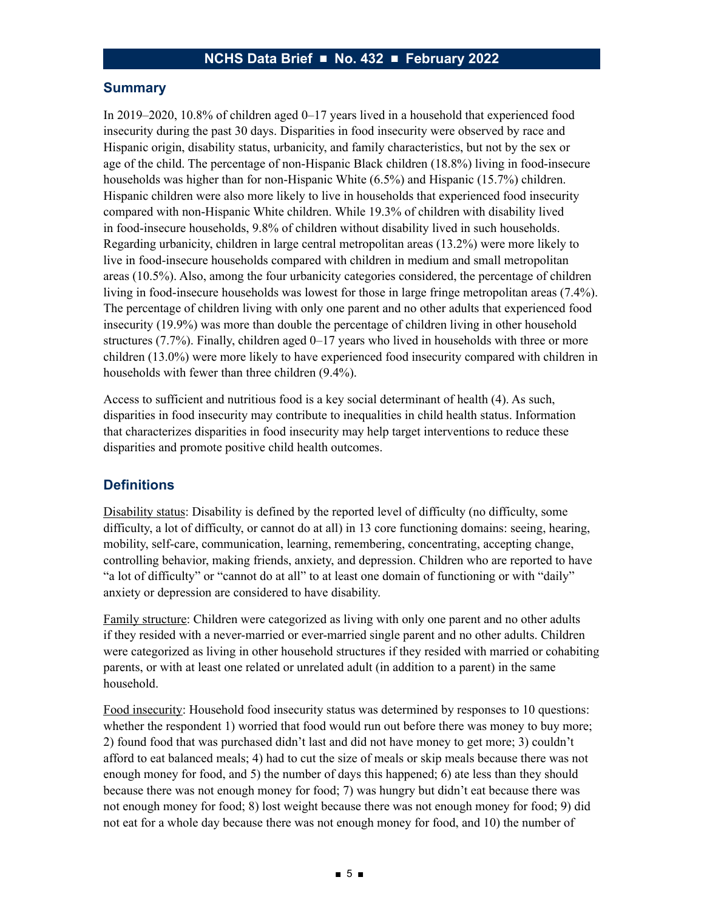## Summary

In 2019–2020, 10.8% of children aged 0–17 years lived in a household that experienced food insecurity during the past 30 days. Disparities in food insecurity were observed by race and Hispanic origin, disability status, urbanicity, and family characteristics, but not by the sex or age of the child. The percentage of non-Hispanic Black children (18.8%) living in food-insecure households was higher than for non-Hispanic White (6.5%) and Hispanic (15.7%) children. Hispanic children were also more likely to live in households that experienced food insecurity compared with non-Hispanic White children. While 19.3% of children with disability lived in food-insecure households, 9.8% of children without disability lived in such households. Regarding urbanicity, children in large central metropolitan areas (13.2%) were more likely to live in food-insecure households compared with children in medium and small metropolitan areas (10.5%). Also, among the four urbanicity categories considered, the percentage of children living in food-insecure households was lowest for those in large fringe metropolitan areas (7.4%). The percentage of children living with only one parent and no other adults that experienced food insecurity (19.9%) was more than double the percentage of children living in other household structures (7.7%). Finally, children aged 0–17 years who lived in households with three or more children (13.0%) were more likely to have experienced food insecurity compared with children in households with fewer than three children (9.4%).

Access to sufficient and nutritious food is a key social determinant of health (4). As such, disparities in food insecurity may contribute to inequalities in child health status. Information that characterizes disparities in food insecurity may help target interventions to reduce these disparities and promote positive child health outcomes.

## Definitions

Disability status: Disability is defined by the reported level of difficulty (no difficulty, some difficulty, a lot of difficulty, or cannot do at all) in 13 core functioning domains: seeing, hearing, mobility, self-care, communication, learning, remembering, concentrating, accepting change, controlling behavior, making friends, anxiety, and depression. Children who are reported to have "a lot of difficulty" or "cannot do at all" to at least one domain of functioning or with "daily" anxiety or depression are considered to have disability.

Family structure: Children were categorized as living with only one parent and no other adults if they resided with a never-married or ever-married single parent and no other adults. Children were categorized as living in other household structures if they resided with married or cohabiting parents, or with at least one related or unrelated adult (in addition to a parent) in the same household.

Food insecurity: Household food insecurity status was determined by responses to 10 questions: whether the respondent 1) worried that food would run out before there was money to buy more; 2) found food that was purchased didn't last and did not have money to get more; 3) couldn't afford to eat balanced meals; 4) had to cut the size of meals or skip meals because there was not enough money for food, and 5) the number of days this happened; 6) ate less than they should because there was not enough money for food; 7) was hungry but didn't eat because there was not enough money for food; 8) lost weight because there was not enough money for food; 9) did not eat for a whole day because there was not enough money for food, and 10) the number of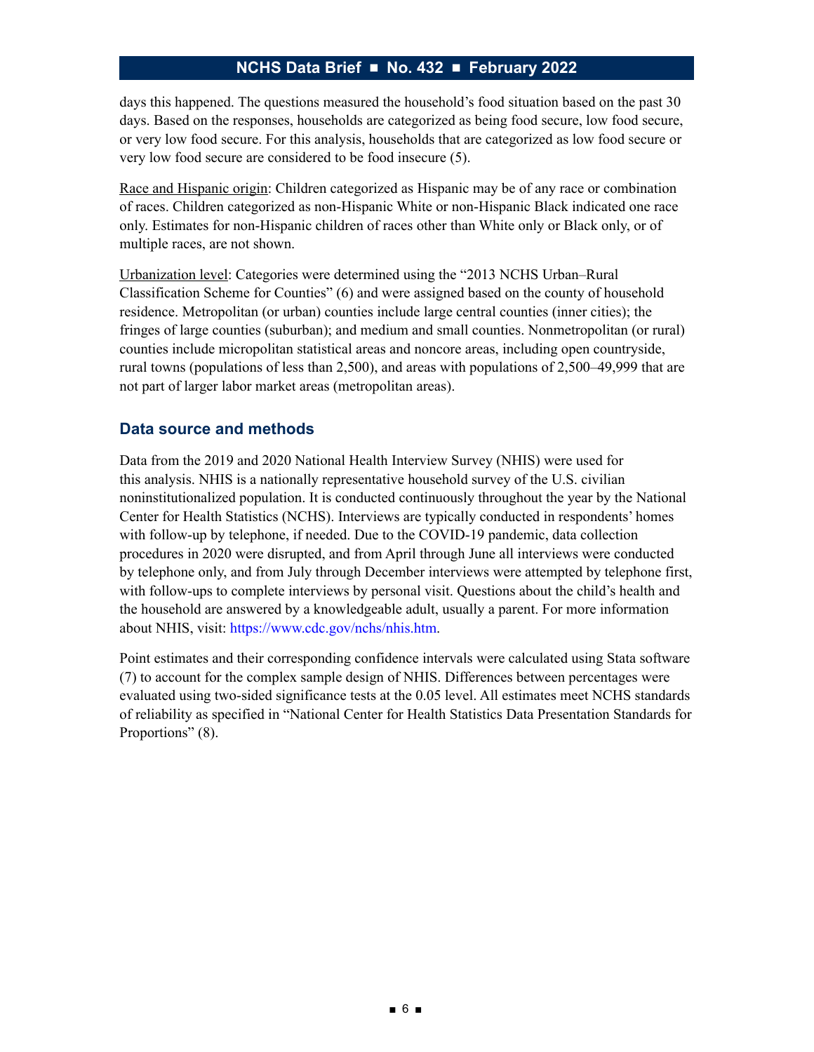days this happened. The questions measured the household's food situation based on the past 30 days. Based on the responses, households are categorized as being food secure, low food secure, or very low food secure. For this analysis, households that are categorized as low food secure or very low food secure are considered to be food insecure (5).

Race and Hispanic origin: Children categorized as Hispanic may be of any race or combination of races. Children categorized as non-Hispanic White or non-Hispanic Black indicated one race only. Estimates for non-Hispanic children of races other than White only or Black only, or of multiple races, are not shown.

Urbanization level: Categories were determined using the "2013 NCHS Urban–Rural Classification Scheme for Counties" (6) and were assigned based on the county of household residence. Metropolitan (or urban) counties include large central counties (inner cities); the fringes of large counties (suburban); and medium and small counties. Nonmetropolitan (or rural) counties include micropolitan statistical areas and noncore areas, including open countryside, rural towns (populations of less than 2,500), and areas with populations of 2,500–49,999 that are not part of larger labor market areas (metropolitan areas).

## Data source and methods

Data from the 2019 and 2020 National Health Interview Survey (NHIS) were used for this analysis. NHIS is a nationally representative household survey of the U.S. civilian noninstitutionalized population. It is conducted continuously throughout the year by the National Center for Health Statistics (NCHS). Interviews are typically conducted in respondents' homes with follow-up by telephone, if needed. Due to the COVID-19 pandemic, data collection procedures in 2020 were disrupted, and from April through June all interviews were conducted by telephone only, and from July through December interviews were attempted by telephone first, with follow-ups to complete interviews by personal visit. Questions about the child's health and the household are answered by a knowledgeable adult, usually a parent. For more information about NHIS, visit: https://www.cdc.gov/nchs/nhis.htm.

Point estimates and their corresponding confidence intervals were calculated using Stata software (7) to account for the complex sample design of NHIS. Differences between percentages were evaluated using two-sided significance tests at the 0.05 level. All estimates meet NCHS standards of reliability as specified in "National Center for Health Statistics Data Presentation Standards for Proportions" (8).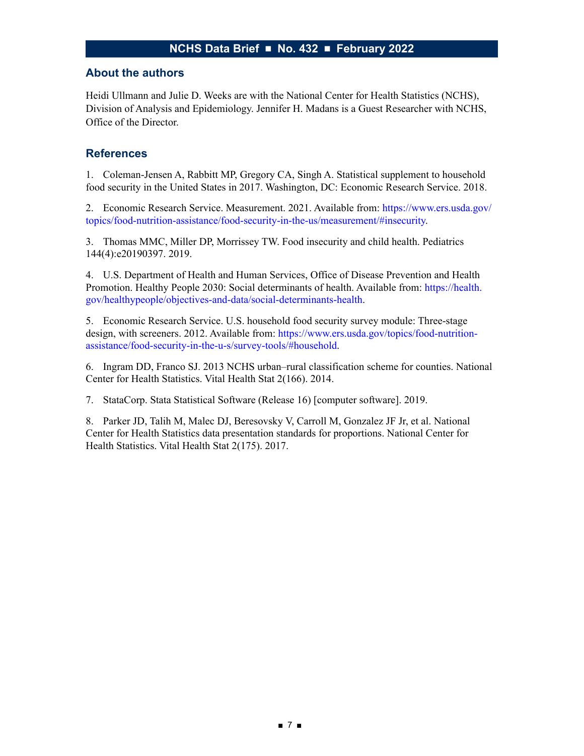## About the authors

Heidi Ullmann and Julie D. Weeks are with the National Center for Health Statistics (NCHS), Division of Analysis and Epidemiology. Jennifer H. Madans is a Guest Researcher with NCHS, Office of the Director.

## References

1. Coleman-Jensen A, Rabbitt MP, Gregory CA, Singh A. Statistical supplement to household food security in the United States in 2017. Washington, DC: Economic Research Service. 2018.

2. Economic Research Service. Measurement. 2021. Available from: https://www.ers.usda.gov/topics/food-nutrition-assistance/food-security-in-the-us/measurement/#insecurity.

3. Thomas MMC, Miller DP, Morrissey TW. Food insecurity and child health. Pediatrics 144(4):e20190397. 2019.

4. U.S. Department of Health and Human Services, Office of Disease Prevention and Health Promotion. Healthy People 2030: Social determinants of health. Available from: https://health.gov/healthypeople/objectives-and-data/social-determinants-health.

5. Economic Research Service. U.S. household food security survey module: Three-stage design, with screeners. 2012. Available from: https://www.ers.usda.gov/topics/food-nutrition-assistance/food-security-in-the-u-s/survey-tools/#household.

6. Ingram DD, Franco SJ. 2013 NCHS urban–rural classification scheme for counties. National Center for Health Statistics. Vital Health Stat 2(166). 2014.

7. StataCorp. Stata Statistical Software (Release 16) [computer software]. 2019.

8. Parker JD, Talih M, Malec DJ, Beresovsky V, Carroll M, Gonzalez JF Jr, et al. National Center for Health Statistics data presentation standards for proportions. National Center for Health Statistics. Vital Health Stat 2(175). 2017.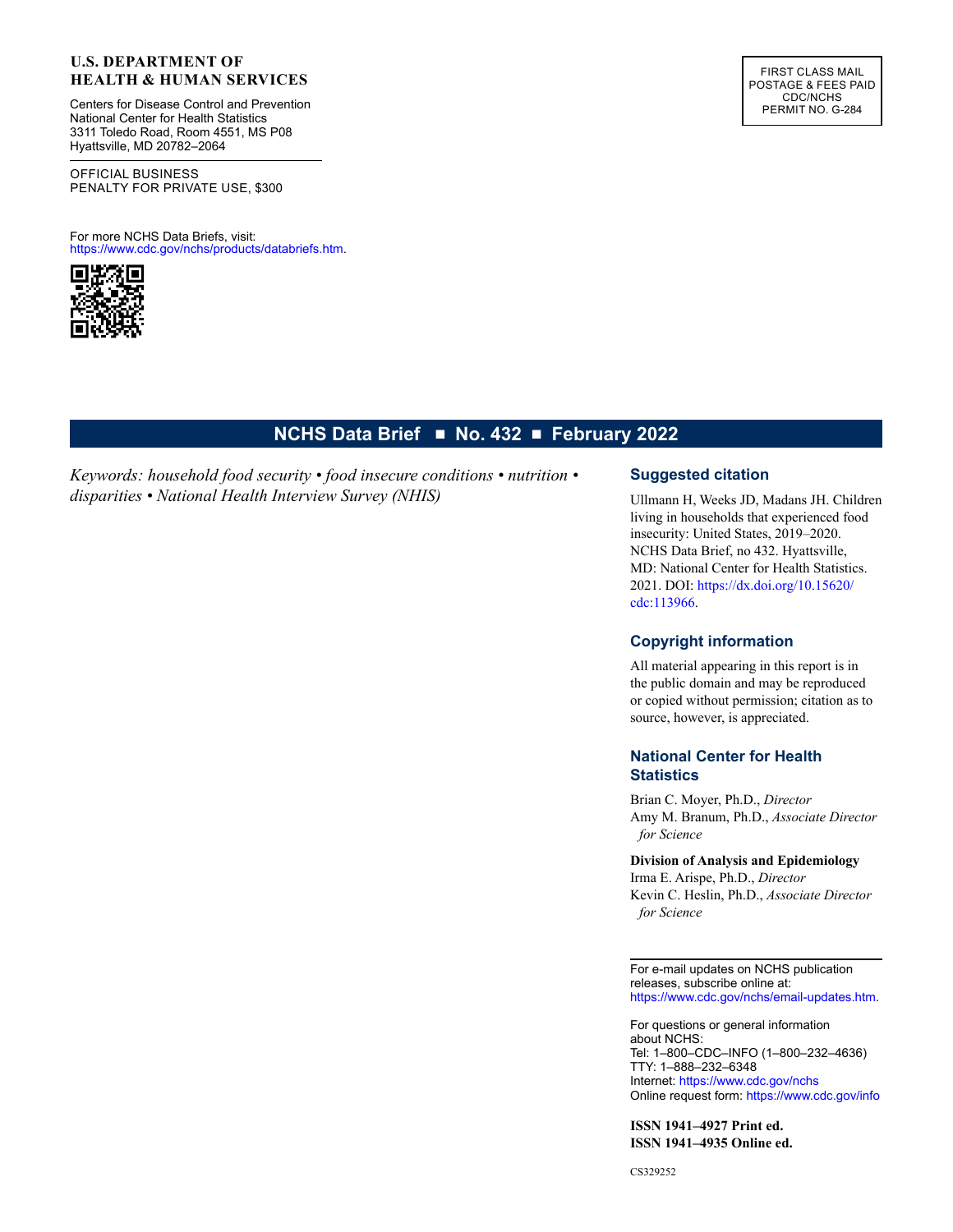**U.S. DEPARTMENT OF HEALTH & HUMAN SERVICES**

Centers for Disease Control and Prevention
National Center for Health Statistics
3311 Toledo Road, Room 4551, MS P08
Hyattsville, MD 20782–2064

OFFICIAL BUSINESS
PENALTY FOR PRIVATE USE, $300

FIRST CLASS MAIL
POSTAGE & FEES PAID
CDC/NCHS
PERMIT NO. G-284

For more NCHS Data Briefs, visit:
https://www.cdc.gov/nchs/products/databriefs.htm.

## NCHS Data Brief ■ No. 432 ■ February 2022

*Keywords: household food security • food insecure conditions • nutrition • disparities • National Health Interview Survey (NHIS)*

### Suggested citation

Ullmann H, Weeks JD, Madans JH. Children living in households that experienced food insecurity: United States, 2019–2020. NCHS Data Brief, no 432. Hyattsville, MD: National Center for Health Statistics. 2021. DOI: https://dx.doi.org/10.15620/cdc:113966.

### Copyright information

All material appearing in this report is in the public domain and may be reproduced or copied without permission; citation as to source, however, is appreciated.

### National Center for Health Statistics

Brian C. Moyer, Ph.D., *Director*
Amy M. Branum, Ph.D., *Associate Director for Science*

**Division of Analysis and Epidemiology**
Irma E. Arispe, Ph.D., *Director*
Kevin C. Heslin, Ph.D., *Associate Director for Science*

For e-mail updates on NCHS publication releases, subscribe online at: https://www.cdc.gov/nchs/email-updates.htm.

For questions or general information about NCHS:
Tel: 1–800–CDC–INFO (1–800–232–4636)
TTY: 1–888–232–6348
Internet: https://www.cdc.gov/nchs
Online request form: https://www.cdc.gov/info

**ISSN 1941–4927 Print ed.**
**ISSN 1941–4935 Online ed.**

CS329252